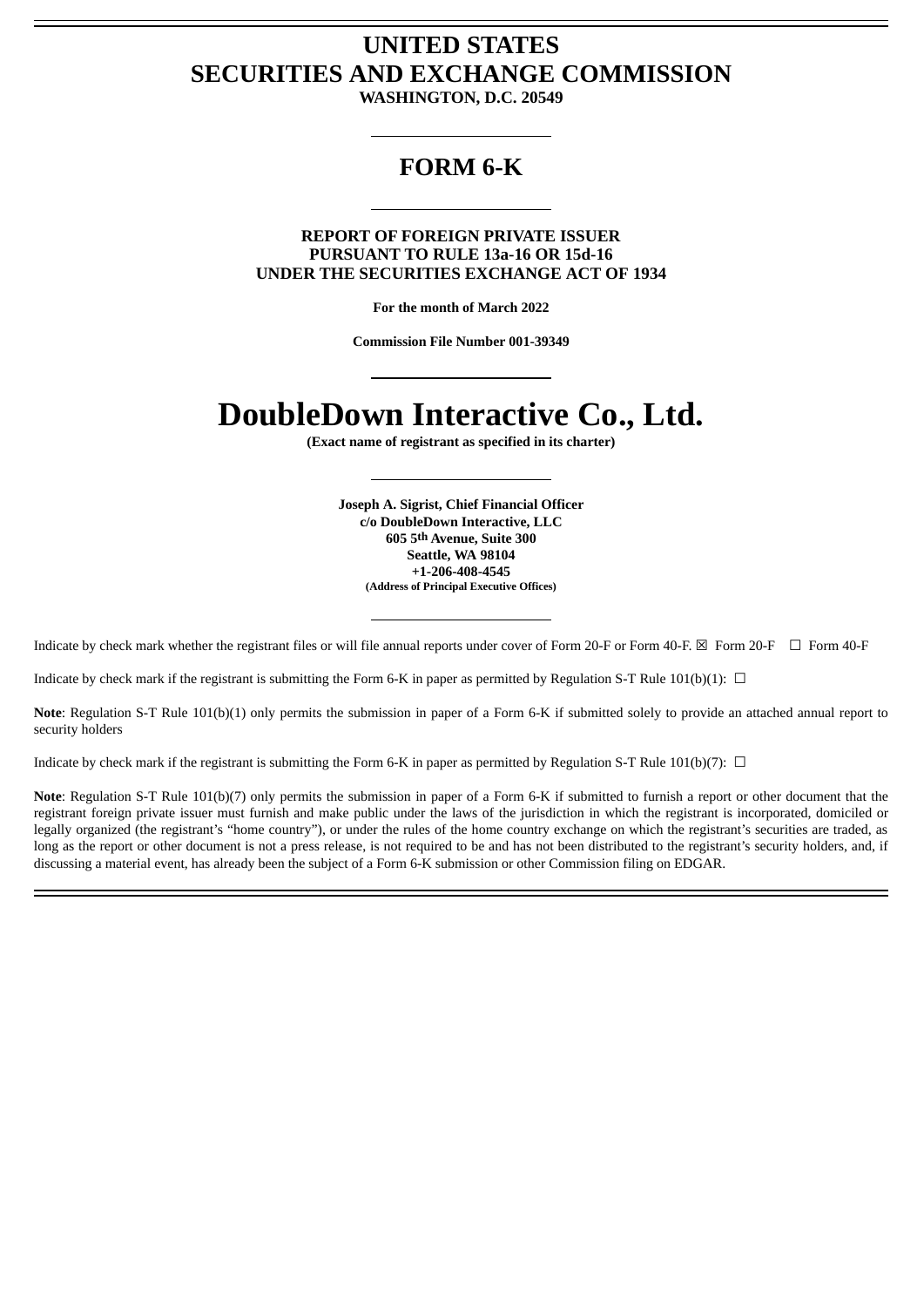# UNITED STATES
# SECURITIES AND EXCHANGE COMMISSION

**WASHINGTON, D.C. 20549**

---

## FORM 6-K

---

**REPORT OF FOREIGN PRIVATE ISSUER**
**PURSUANT TO RULE 13a-16 OR 15d-16**
**UNDER THE SECURITIES EXCHANGE ACT OF 1934**

**For the month of March 2022**

**Commission File Number 001-39349**

---

# DoubleDown Interactive Co., Ltd.

**(Exact name of registrant as specified in its charter)**

---

**Joseph A. Sigrist, Chief Financial Officer**
**c/o DoubleDown Interactive, LLC**
**605 5th Avenue, Suite 300**
**Seattle, WA 98104**
**+1-206-408-4545**
**(Address of Principal Executive Offices)**

---

Indicate by check mark whether the registrant files or will file annual reports under cover of Form 20-F or Form 40-F. ☒ Form 20-F ☐ Form 40-F

Indicate by check mark if the registrant is submitting the Form 6-K in paper as permitted by Regulation S-T Rule 101(b)(1): ☐

**Note**: Regulation S-T Rule 101(b)(1) only permits the submission in paper of a Form 6-K if submitted solely to provide an attached annual report to security holders

Indicate by check mark if the registrant is submitting the Form 6-K in paper as permitted by Regulation S-T Rule 101(b)(7): ☐

**Note**: Regulation S-T Rule 101(b)(7) only permits the submission in paper of a Form 6-K if submitted to furnish a report or other document that the registrant foreign private issuer must furnish and make public under the laws of the jurisdiction in which the registrant is incorporated, domiciled or legally organized (the registrant's "home country"), or under the rules of the home country exchange on which the registrant's securities are traded, as long as the report or other document is not a press release, is not required to be and has not been distributed to the registrant's security holders, and, if discussing a material event, has already been the subject of a Form 6-K submission or other Commission filing on EDGAR.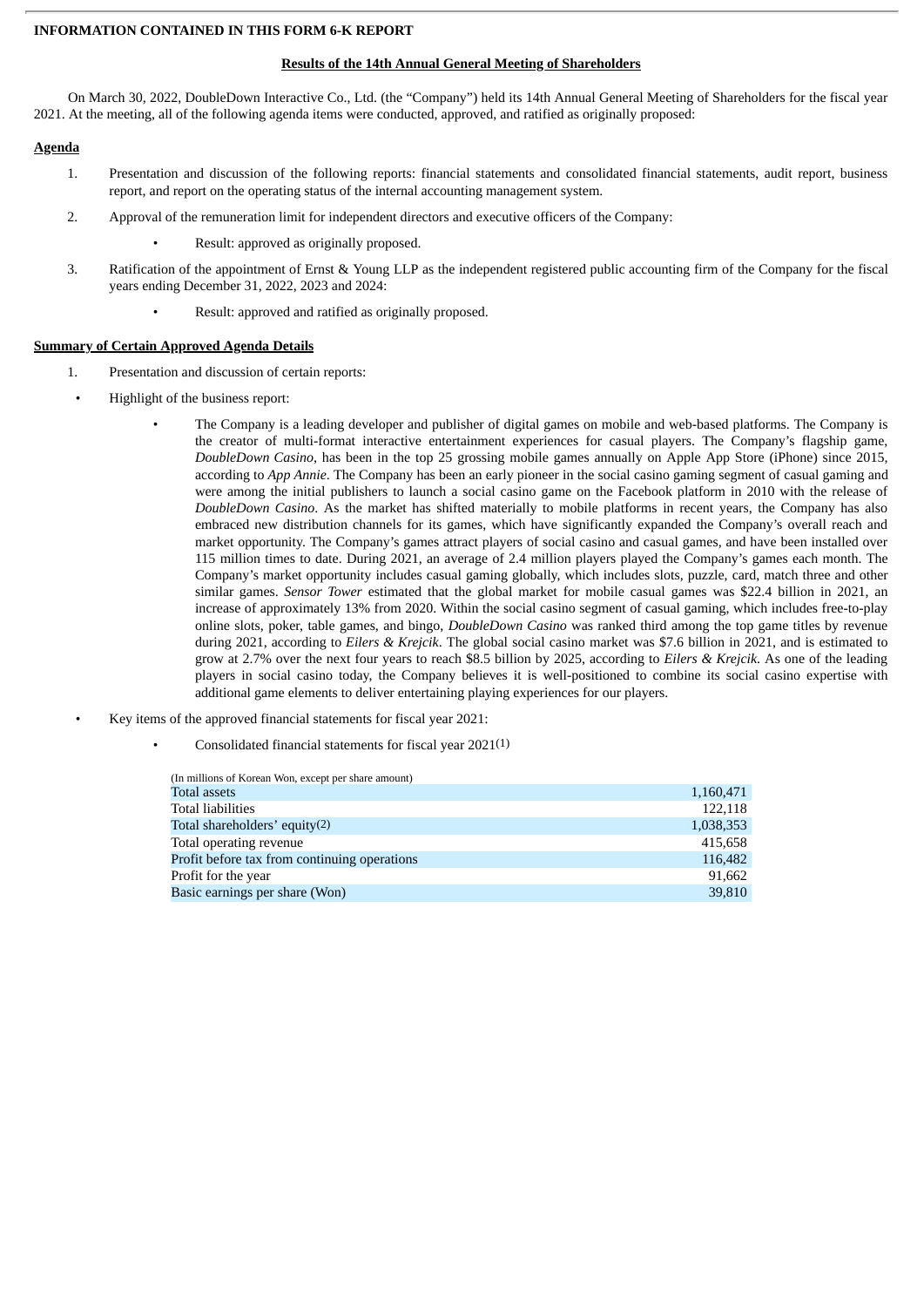**INFORMATION CONTAINED IN THIS FORM 6-K REPORT**

**Results of the 14th Annual General Meeting of Shareholders**

On March 30, 2022, DoubleDown Interactive Co., Ltd. (the "Company") held its 14th Annual General Meeting of Shareholders for the fiscal year 2021. At the meeting, all of the following agenda items were conducted, approved, and ratified as originally proposed:

**Agenda**

1. Presentation and discussion of the following reports: financial statements and consolidated financial statements, audit report, business report, and report on the operating status of the internal accounting management system.
2. Approval of the remuneration limit for independent directors and executive officers of the Company:
   - Result: approved as originally proposed.
3. Ratification of the appointment of Ernst & Young LLP as the independent registered public accounting firm of the Company for the fiscal years ending December 31, 2022, 2023 and 2024:
   - Result: approved and ratified as originally proposed.

**Summary of Certain Approved Agenda Details**

1. Presentation and discussion of certain reports:

- Highlight of the business report:
  - The Company is a leading developer and publisher of digital games on mobile and web-based platforms. The Company is the creator of multi-format interactive entertainment experiences for casual players. The Company's flagship game, *DoubleDown Casino*, has been in the top 25 grossing mobile games annually on Apple App Store (iPhone) since 2015, according to *App Annie*. The Company has been an early pioneer in the social casino gaming segment of casual gaming and were among the initial publishers to launch a social casino game on the Facebook platform in 2010 with the release of *DoubleDown Casino*. As the market has shifted materially to mobile platforms in recent years, the Company has also embraced new distribution channels for its games, which have significantly expanded the Company's overall reach and market opportunity. The Company's games attract players of social casino and casual games, and have been installed over 115 million times to date. During 2021, an average of 2.4 million players played the Company's games each month. The Company's market opportunity includes casual gaming globally, which includes slots, puzzle, card, match three and other similar games. *Sensor Tower* estimated that the global market for mobile casual games was $22.4 billion in 2021, an increase of approximately 13% from 2020. Within the social casino segment of casual gaming, which includes free-to-play online slots, poker, table games, and bingo, *DoubleDown Casino* was ranked third among the top game titles by revenue during 2021, according to *Eilers & Krejcik*. The global social casino market was $7.6 billion in 2021, and is estimated to grow at 2.7% over the next four years to reach $8.5 billion by 2025, according to *Eilers & Krejcik*. As one of the leading players in social casino today, the Company believes it is well-positioned to combine its social casino expertise with additional game elements to deliver entertaining playing experiences for our players.

- Key items of the approved financial statements for fiscal year 2021:
  - Consolidated financial statements for fiscal year 2021(1)

| (In millions of Korean Won, except per share amount) | |
|---|---|
| Total assets | 1,160,471 |
| Total liabilities | 122,118 |
| Total shareholders' equity(2) | 1,038,353 |
| Total operating revenue | 415,658 |
| Profit before tax from continuing operations | 116,482 |
| Profit for the year | 91,662 |
| Basic earnings per share (Won) | 39,810 |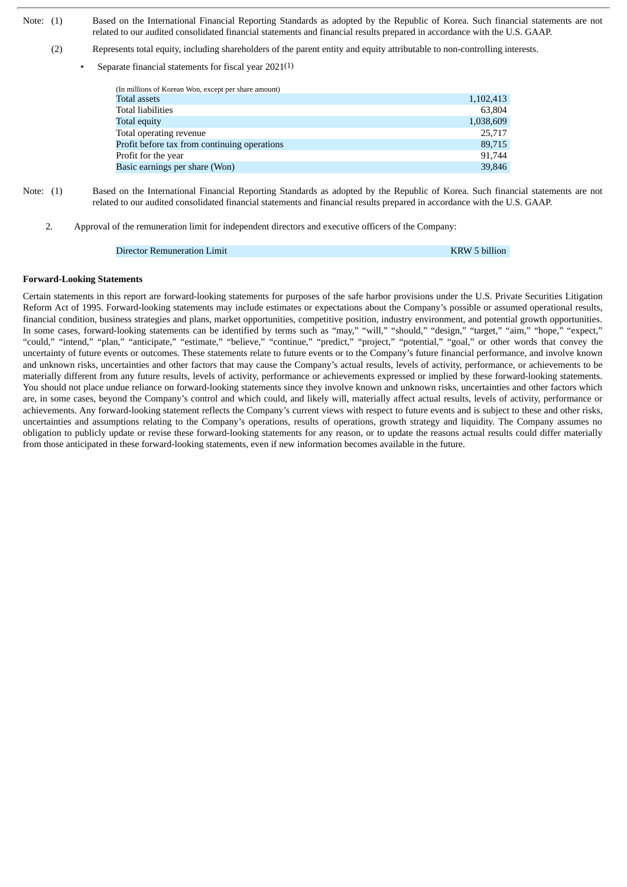Note: (1) Based on the International Financial Reporting Standards as adopted by the Republic of Korea. Such financial statements are not related to our audited consolidated financial statements and financial results prepared in accordance with the U.S. GAAP.

(2) Represents total equity, including shareholders of the parent entity and equity attributable to non-controlling interests.

- Separate financial statements for fiscal year 2021[1]

| (In millions of Korean Won, except per share amount) | |
|---|---|
| Total assets | 1,102,413 |
| Total liabilities | 63,804 |
| Total equity | 1,038,609 |
| Total operating revenue | 25,717 |
| Profit before tax from continuing operations | 89,715 |
| Profit for the year | 91,744 |
| Basic earnings per share (Won) | 39,846 |

Note: (1) Based on the International Financial Reporting Standards as adopted by the Republic of Korea. Such financial statements are not related to our audited consolidated financial statements and financial results prepared in accordance with the U.S. GAAP.

2. Approval of the remuneration limit for independent directors and executive officers of the Company:

| | |
|---|---|
| Director Remuneration Limit | KRW 5 billion |

**Forward-Looking Statements**

Certain statements in this report are forward-looking statements for purposes of the safe harbor provisions under the U.S. Private Securities Litigation Reform Act of 1995. Forward-looking statements may include estimates or expectations about the Company's possible or assumed operational results, financial condition, business strategies and plans, market opportunities, competitive position, industry environment, and potential growth opportunities. In some cases, forward-looking statements can be identified by terms such as "may," "will," "should," "design," "target," "aim," "hope," "expect," "could," "intend," "plan," "anticipate," "estimate," "believe," "continue," "predict," "project," "potential," "goal," or other words that convey the uncertainty of future events or outcomes. These statements relate to future events or to the Company's future financial performance, and involve known and unknown risks, uncertainties and other factors that may cause the Company's actual results, levels of activity, performance, or achievements to be materially different from any future results, levels of activity, performance or achievements expressed or implied by these forward-looking statements. You should not place undue reliance on forward-looking statements since they involve known and unknown risks, uncertainties and other factors which are, in some cases, beyond the Company's control and which could, and likely will, materially affect actual results, levels of activity, performance or achievements. Any forward-looking statement reflects the Company's current views with respect to future events and is subject to these and other risks, uncertainties and assumptions relating to the Company's operations, results of operations, growth strategy and liquidity. The Company assumes no obligation to publicly update or revise these forward-looking statements for any reason, or to update the reasons actual results could differ materially from those anticipated in these forward-looking statements, even if new information becomes available in the future.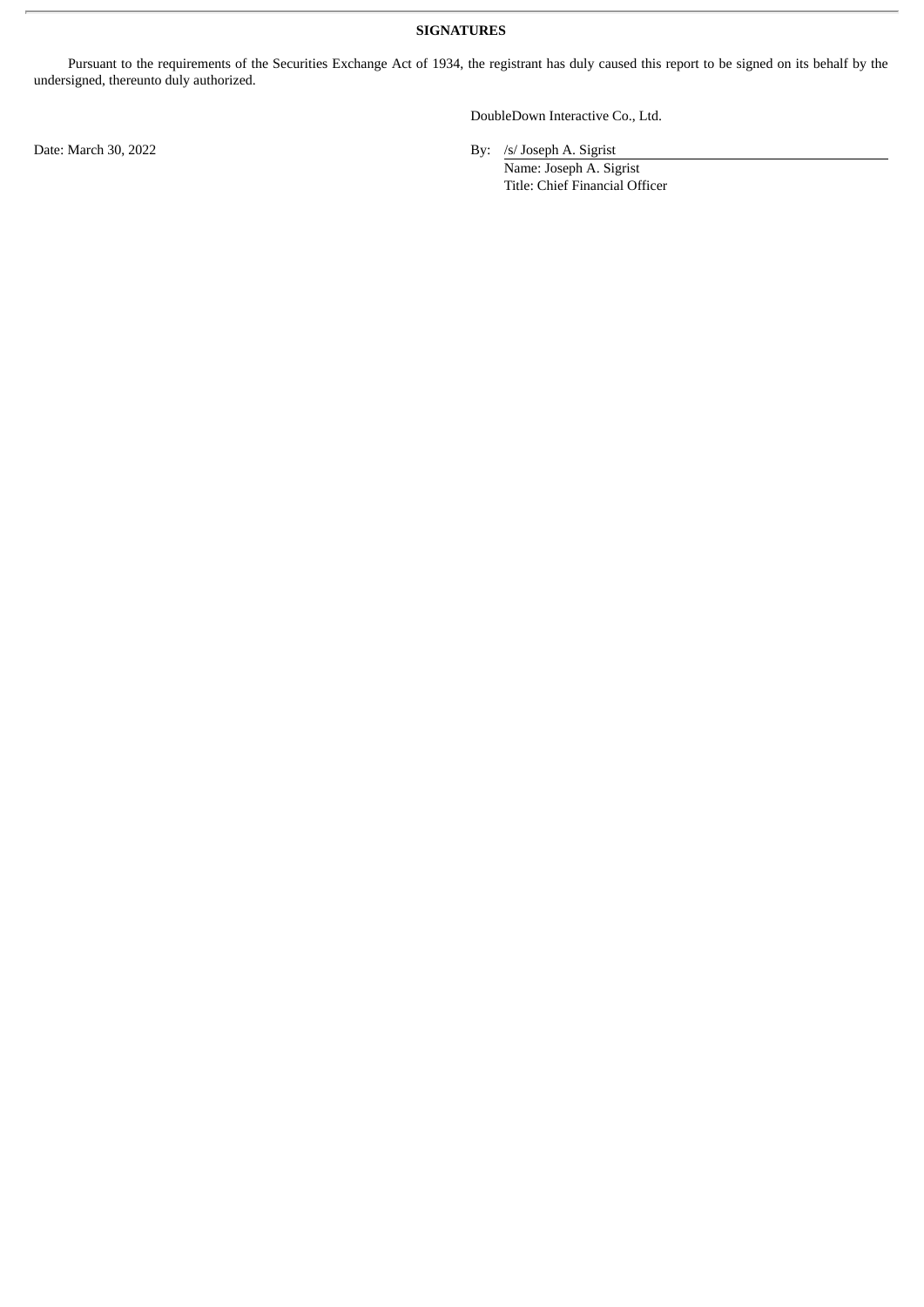**SIGNATURES**

Pursuant to the requirements of the Securities Exchange Act of 1934, the registrant has duly caused this report to be signed on its behalf by the undersigned, thereunto duly authorized.

DoubleDown Interactive Co., Ltd.

Date: March 30, 2022

By: /s/ Joseph A. Sigrist
Name: Joseph A. Sigrist
Title: Chief Financial Officer